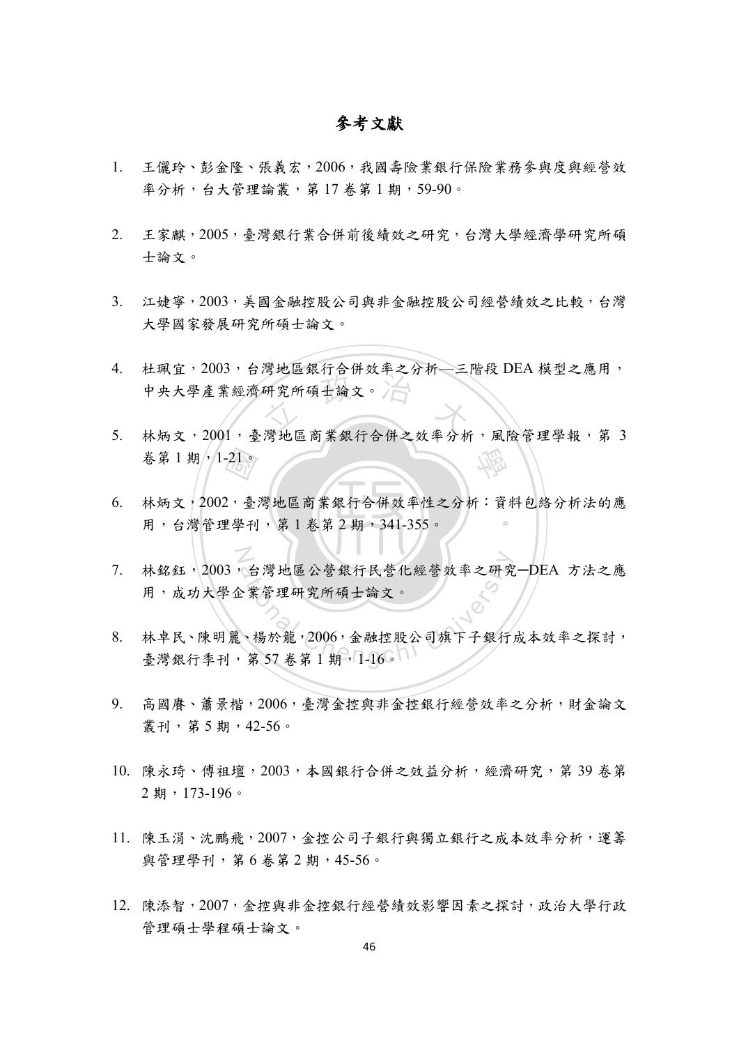# 參考文獻

1. 王儷玲、彭金隆、張義宏，2006，我國壽險業銀行保險業務參與度與經營效率分析，台大管理論叢，第 17 卷第 1 期，59-90。

2. 王家麒，2005，臺灣銀行業合併前後績效之研究，台灣大學經濟學研究所碩士論文。

3. 江婕寧，2003，美國金融控股公司與非金融控股公司經營績效之比較，台灣大學國家發展研究所碩士論文。

4. 杜珮宜，2003，台灣地區銀行合併效率之分析—三階段 DEA 模型之應用，中央大學產業經濟研究所碩士論文。

5. 林炳文，2001，臺灣地區商業銀行合併之效率分析，風險管理學報，第 3 卷第 1 期，1-21。

6. 林炳文，2002，臺灣地區商業銀行合併效率性之分析：資料包絡分析法的應用，台灣管理學刊，第 1 卷第 2 期，341-355。

7. 林銘鈺，2003，台灣地區公營銀行民營化經營效率之研究─DEA 方法之應用，成功大學企業管理研究所碩士論文。

8. 林卓民、陳明麗、楊於龍，2006，金融控股公司旗下子銀行成本效率之探討，臺灣銀行季刊，第 57 卷第 1 期，1-16。

9. 高國賡、蕭景楷，2006，臺灣金控與非金控銀行經營效率之分析，財金論文叢刊，第 5 期，42-56。

10. 陳永琦、傅祖壇，2003，本國銀行合併之效益分析，經濟研究，第 39 卷第 2 期，173-196。

11. 陳玉涓、沈鵬飛，2007，金控公司子銀行與獨立銀行之成本效率分析，運籌與管理學刊，第 6 卷第 2 期，45-56。

12. 陳添智，2007，金控與非金控銀行經營績效影響因素之探討，政治大學行政管理碩士學程碩士論文。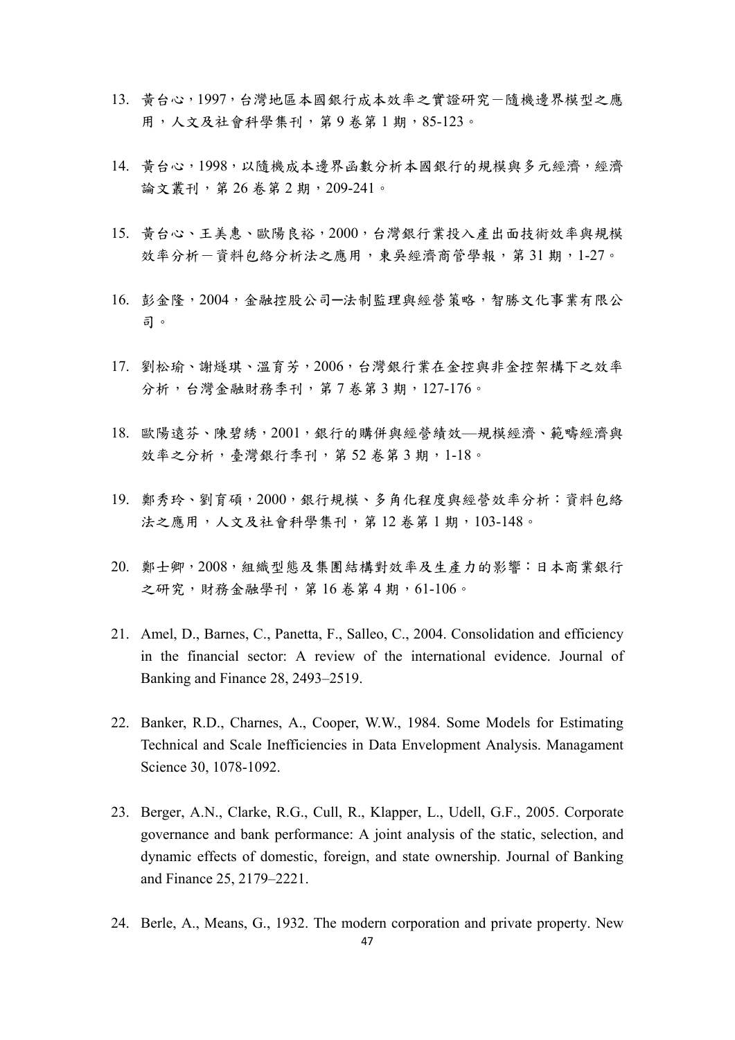13. 黃台心，1997，台灣地區本國銀行成本效率之實證研究－隨機邊界模型之應用，人文及社會科學集刊，第 9 卷第 1 期，85-123。

14. 黃台心，1998，以隨機成本邊界函數分析本國銀行的規模與多元經濟，經濟論文叢刊，第 26 卷第 2 期，209-241。

15. 黃台心、王美惠、歐陽良裕，2000，台灣銀行業投入產出面技術效率與規模效率分析－資料包絡分析法之應用，東吳經濟商管學報，第 31 期，1-27。

16. 彭金隆，2004，金融控股公司─法制監理與經營策略，智勝文化事業有限公司。

17. 劉松瑜、謝燧琪、溫育芳，2006，台灣銀行業在金控與非金控架構下之效率分析，台灣金融財務季刊，第 7 卷第 3 期，127-176。

18. 歐陽遠芬、陳碧綉，2001，銀行的購併與經營績效—規模經濟、範疇經濟與效率之分析，臺灣銀行季刊，第 52 卷第 3 期，1-18。

19. 鄭秀玲、劉育碩，2000，銀行規模、多角化程度與經營效率分析：資料包絡法之應用，人文及社會科學集刊，第 12 卷第 1 期，103-148。

20. 鄭士卿，2008，組織型態及集團結構對效率及生產力的影響：日本商業銀行之研究，財務金融學刊，第 16 卷第 4 期，61-106。

21. Amel, D., Barnes, C., Panetta, F., Salleo, C., 2004. Consolidation and efficiency in the financial sector: A review of the international evidence. Journal of Banking and Finance 28, 2493–2519.

22. Banker, R.D., Charnes, A., Cooper, W.W., 1984. Some Models for Estimating Technical and Scale Inefficiencies in Data Envelopment Analysis. Managament Science 30, 1078-1092.

23. Berger, A.N., Clarke, R.G., Cull, R., Klapper, L., Udell, G.F., 2005. Corporate governance and bank performance: A joint analysis of the static, selection, and dynamic effects of domestic, foreign, and state ownership. Journal of Banking and Finance 25, 2179–2221.

24. Berle, A., Means, G., 1932. The modern corporation and private property. New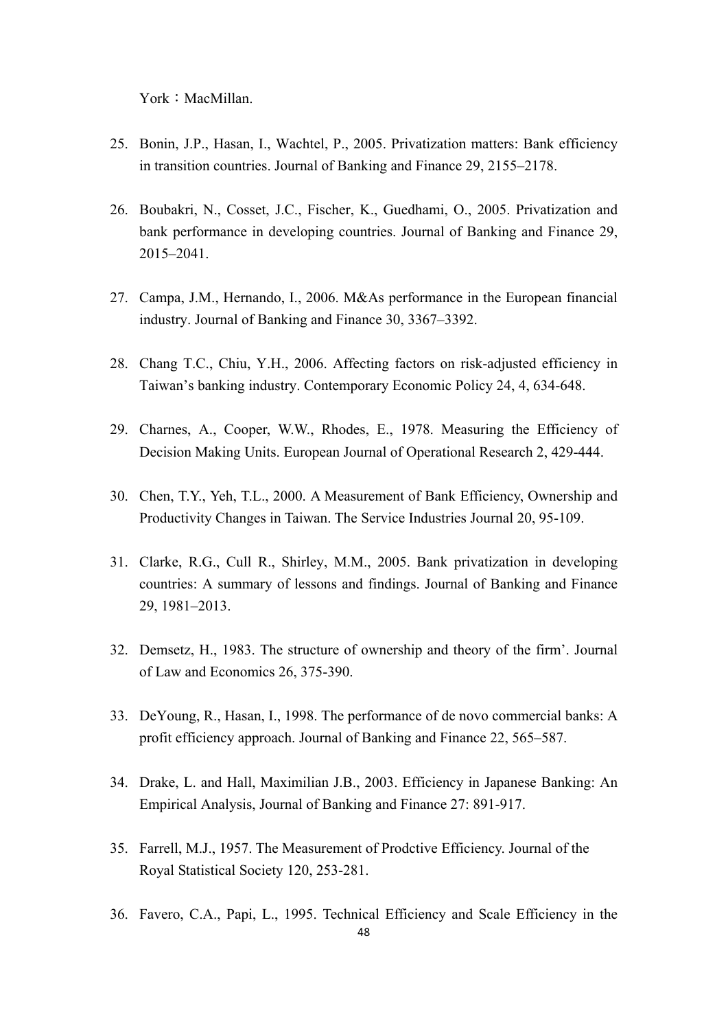York：MacMillan.

25. Bonin, J.P., Hasan, I., Wachtel, P., 2005. Privatization matters: Bank efficiency in transition countries. Journal of Banking and Finance 29, 2155–2178.

26. Boubakri, N., Cosset, J.C., Fischer, K., Guedhami, O., 2005. Privatization and bank performance in developing countries. Journal of Banking and Finance 29, 2015–2041.

27. Campa, J.M., Hernando, I., 2006. M&As performance in the European financial industry. Journal of Banking and Finance 30, 3367–3392.

28. Chang T.C., Chiu, Y.H., 2006. Affecting factors on risk-adjusted efficiency in Taiwan's banking industry. Contemporary Economic Policy 24, 4, 634-648.

29. Charnes, A., Cooper, W.W., Rhodes, E., 1978. Measuring the Efficiency of Decision Making Units. European Journal of Operational Research 2, 429-444.

30. Chen, T.Y., Yeh, T.L., 2000. A Measurement of Bank Efficiency, Ownership and Productivity Changes in Taiwan. The Service Industries Journal 20, 95-109.

31. Clarke, R.G., Cull R., Shirley, M.M., 2005. Bank privatization in developing countries: A summary of lessons and findings. Journal of Banking and Finance 29, 1981–2013.

32. Demsetz, H., 1983. The structure of ownership and theory of the firm'. Journal of Law and Economics 26, 375-390.

33. DeYoung, R., Hasan, I., 1998. The performance of de novo commercial banks: A profit efficiency approach. Journal of Banking and Finance 22, 565–587.

34. Drake, L. and Hall, Maximilian J.B., 2003. Efficiency in Japanese Banking: An Empirical Analysis, Journal of Banking and Finance 27: 891-917.

35. Farrell, M.J., 1957. The Measurement of Prodctive Efficiency. Journal of the Royal Statistical Society 120, 253-281.

36. Favero, C.A., Papi, L., 1995. Technical Efficiency and Scale Efficiency in the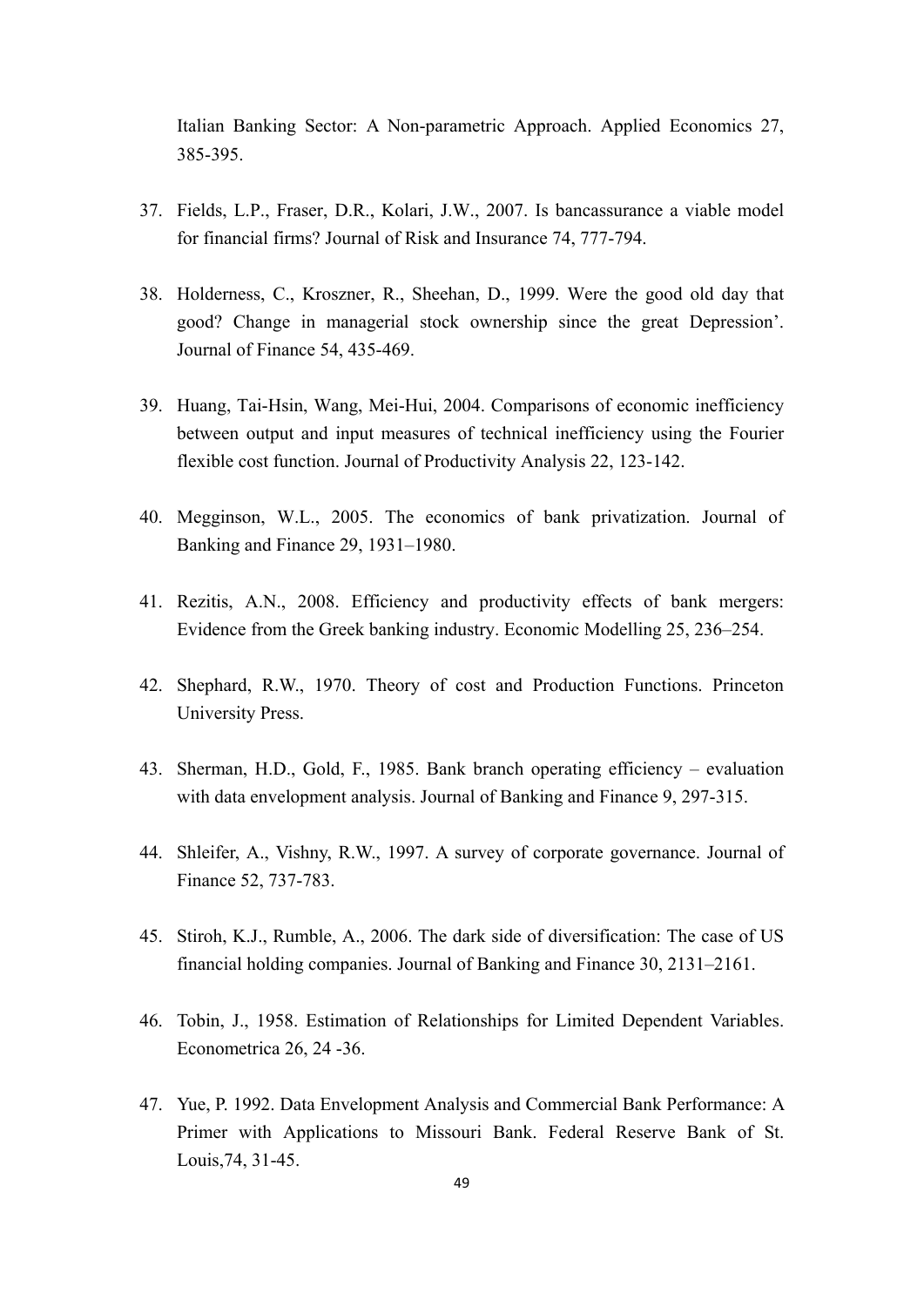Italian Banking Sector: A Non-parametric Approach. Applied Economics 27, 385-395.

37. Fields, L.P., Fraser, D.R., Kolari, J.W., 2007. Is bancassurance a viable model for financial firms? Journal of Risk and Insurance 74, 777-794.

38. Holderness, C., Kroszner, R., Sheehan, D., 1999. Were the good old day that good? Change in managerial stock ownership since the great Depression'. Journal of Finance 54, 435-469.

39. Huang, Tai-Hsin, Wang, Mei-Hui, 2004. Comparisons of economic inefficiency between output and input measures of technical inefficiency using the Fourier flexible cost function. Journal of Productivity Analysis 22, 123-142.

40. Megginson, W.L., 2005. The economics of bank privatization. Journal of Banking and Finance 29, 1931–1980.

41. Rezitis, A.N., 2008. Efficiency and productivity effects of bank mergers: Evidence from the Greek banking industry. Economic Modelling 25, 236–254.

42. Shephard, R.W., 1970. Theory of cost and Production Functions. Princeton University Press.

43. Sherman, H.D., Gold, F., 1985. Bank branch operating efficiency – evaluation with data envelopment analysis. Journal of Banking and Finance 9, 297-315.

44. Shleifer, A., Vishny, R.W., 1997. A survey of corporate governance. Journal of Finance 52, 737-783.

45. Stiroh, K.J., Rumble, A., 2006. The dark side of diversification: The case of US financial holding companies. Journal of Banking and Finance 30, 2131–2161.

46. Tobin, J., 1958. Estimation of Relationships for Limited Dependent Variables. Econometrica 26, 24 -36.

47. Yue, P. 1992. Data Envelopment Analysis and Commercial Bank Performance: A Primer with Applications to Missouri Bank. Federal Reserve Bank of St. Louis,74, 31-45.